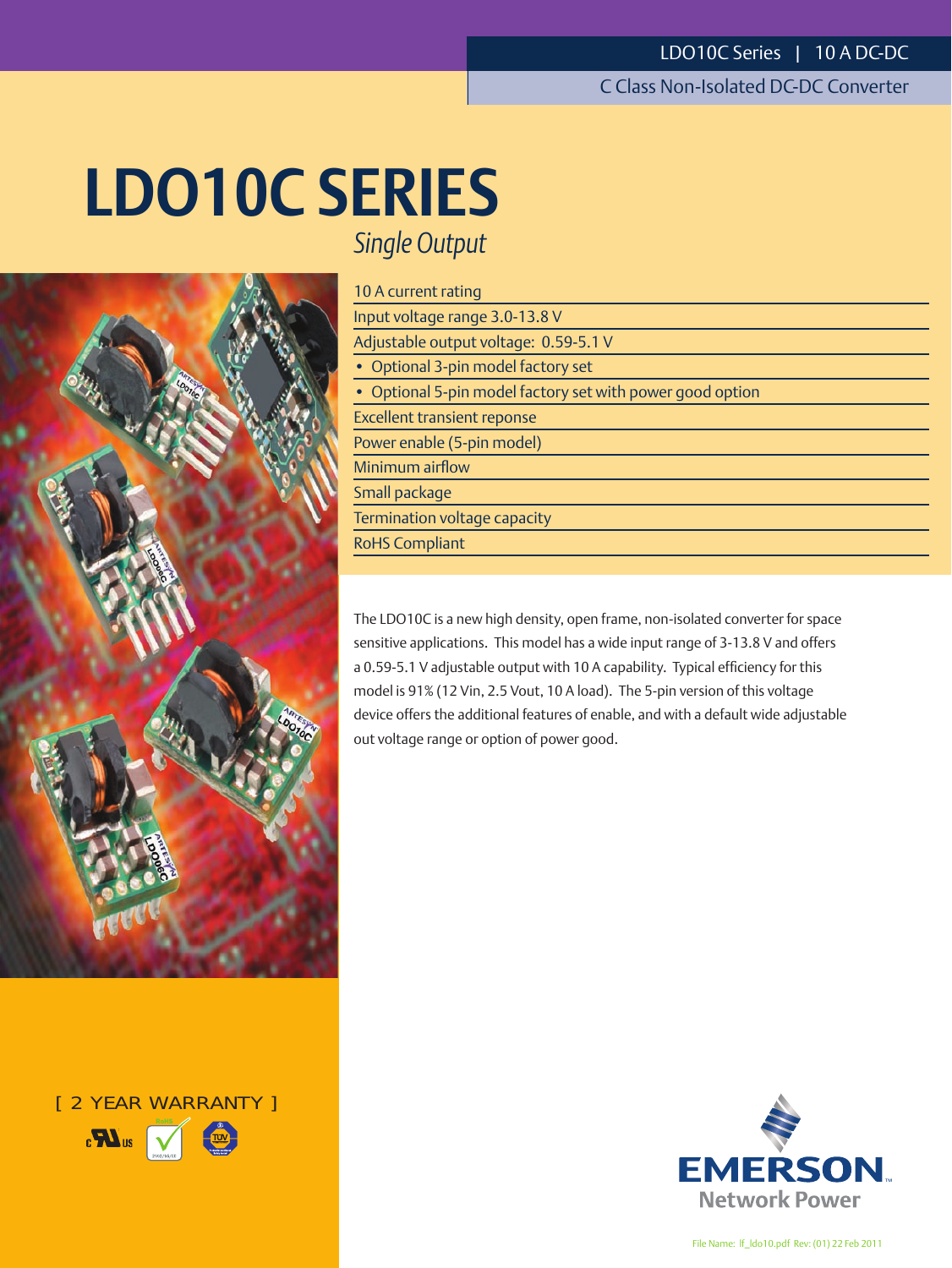LDO10C Series | 10 A DC-DC

C Class Non-Isolated DC-DC Converter

# LDO10C SERIES

*Single Output*

- 10 A current rating
- Input voltage range 3.0-13.8 V
- Adjustable output voltage: 0.59-5.1 V
  - Optional 3-pin model factory set
  - Optional 5-pin model factory set with power good option
- Excellent transient reponse
- Power enable (5-pin model)
- Minimum airflow
- Small package
- Termination voltage capacity
- RoHS Compliant

The LDO10C is a new high density, open frame, non-isolated converter for space sensitive applications. This model has a wide input range of 3-13.8 V and offers a 0.59-5.1 V adjustable output with 10 A capability. Typical efficiency for this model is 91% (12 Vin, 2.5 Vout, 10 A load). The 5-pin version of this voltage device offers the additional features of enable, and with a default wide adjustable out voltage range or option of power good.

[ 2 YEAR WARRANTY ]

EMERSON
Network Power

File Name: lf_ldo10.pdf Rev: (01) 22 Feb 2011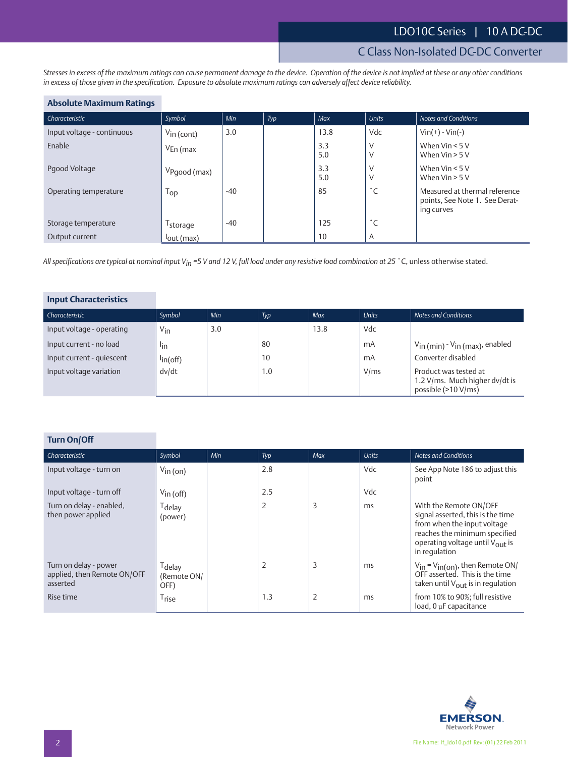*Stresses in excess of the maximum ratings can cause permanent damage to the device. Operation of the device is not implied at these or any other conditions in excess of those given in the specification. Exposure to absolute maximum ratings can adversely affect device reliability.*

## Absolute Maximum Ratings

| Characteristic | Symbol | Min | Typ | Max | Units | Notes and Conditions |
|---|---|---|---|---|---|---|
| Input voltage - continuous | $V_{in\ (cont)}$ | 3.0 | | 13.8 | Vdc | Vin(+) - Vin(-) |
| Enable | $V_{En\ (max}$ | | | 3.3<br>5.0 | V<br>V | When Vin < 5 V<br>When Vin > 5 V |
| Pgood Voltage | $V_{Pgood\ (max)}$ | | | 3.3<br>5.0 | V<br>V | When Vin < 5 V<br>When Vin > 5 V |
| Operating temperature | $T_{op}$ | -40 | | 85 | ˚C | Measured at thermal reference points, See Note 1. See Derating curves |
| Storage temperature | $T_{storage}$ | -40 | | 125 | ˚C | |
| Output current | $I_{out\ (max)}$ | | | 10 | A | |

*All specifications are typical at nominal input $V_{in}$ =5 V and 12 V, full load under any resistive load combination at 25 ˚C, unless otherwise stated.*

## Input Characteristics

| Characteristic | Symbol | Min | Typ | Max | Units | Notes and Conditions |
|---|---|---|---|---|---|---|
| Input voltage - operating | $V_{in}$ | 3.0 | | 13.8 | Vdc | |
| Input current - no load | $I_{in}$ | | 80 | | mA | $V_{in\ (min)}$ - $V_{in\ (max)}$, enabled |
| Input current - quiescent | $I_{in(off)}$ | | 10 | | mA | Converter disabled |
| Input voltage variation | dv/dt | | 1.0 | | V/ms | Product was tested at 1.2 V/ms. Much higher dv/dt is possible (>10 V/ms) |

## Turn On/Off

| Characteristic | Symbol | Min | Typ | Max | Units | Notes and Conditions |
|---|---|---|---|---|---|---|
| Input voltage - turn on | $V_{in\ (on)}$ | | 2.8 | | Vdc | See App Note 186 to adjust this point |
| Input voltage - turn off | $V_{in\ (off)}$ | | 2.5 | | Vdc | |
| Turn on delay - enabled, then power applied | $T_{delay}$ (power) | | 2 | 3 | ms | With the Remote ON/OFF signal asserted, this is the time from when the input voltage reaches the minimum specified operating voltage until $V_{out}$ is in regulation |
| Turn on delay - power applied, then Remote ON/OFF asserted | $T_{delay}$ (Remote ON/OFF) | | 2 | 3 | ms | $V_{in}$ = $V_{in(on)}$, then Remote ON/OFF asserted. This is the time taken until $V_{out}$ is in regulation |
| Rise time | $T_{rise}$ | | 1.3 | 2 | ms | from 10% to 90%; full resistive load, 0 µF capacitance |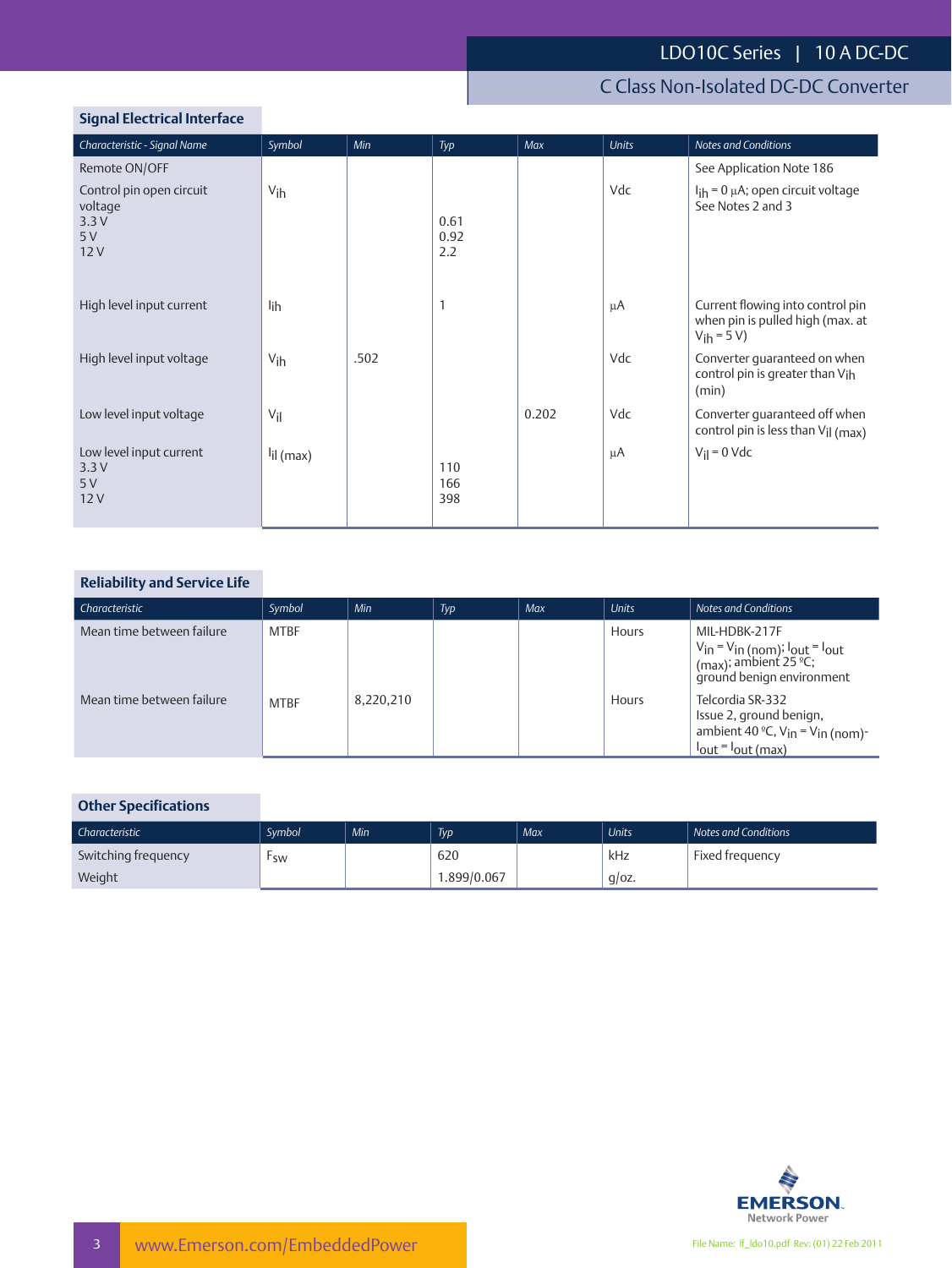## Signal Electrical Interface

| Characteristic - Signal Name | Symbol | Min | Typ | Max | Units | Notes and Conditions |
|---|---|---|---|---|---|---|
| Remote ON/OFF | | | | | | See Application Note 186 |
| Control pin open circuit voltage<br>3.3 V<br>5 V<br>12 V | $V_{ih}$ | | <br>0.61<br>0.92<br>2.2 | | Vdc | $I_{ih}$ = 0 µA; open circuit voltage<br>See Notes 2 and 3 |
| High level input current | $I_{ih}$ | | 1 | | µA | Current flowing into control pin when pin is pulled high (max. at $V_{ih}$ = 5 V) |
| High level input voltage | $V_{ih}$ | .502 | | | Vdc | Converter guaranteed on when control pin is greater than $V_{ih}$ (min) |
| Low level input voltage | $V_{il}$ | | | 0.202 | Vdc | Converter guaranteed off when control pin is less than $V_{il}$ (max) |
| Low level input current<br>3.3 V<br>5 V<br>12 V | $I_{il}$ (max) | | <br>110<br>166<br>398 | | µA | $V_{il}$ = 0 Vdc |

## Reliability and Service Life

| Characteristic | Symbol | Min | Typ | Max | Units | Notes and Conditions |
|---|---|---|---|---|---|---|
| Mean time between failure | MTBF | | | | Hours | MIL-HDBK-217F<br>$V_{in}$ = $V_{in}$ (nom); $I_{out}$ = $I_{out}$ (max); ambient 25 ºC; ground benign environment |
| Mean time between failure | MTBF | 8,220,210 | | | Hours | Telcordia SR-332<br>Issue 2, ground benign, ambient 40 ºC, $V_{in}$ = $V_{in}$ (nom)-<br>$I_{out}$ = $I_{out}$ (max) |

## Other Specifications

| Characteristic | Symbol | Min | Typ | Max | Units | Notes and Conditions |
|---|---|---|---|---|---|---|
| Switching frequency | $F_{SW}$ | | 620 | | kHz | Fixed frequency |
| Weight | | | 1.899/0.067 | | g/oz. | |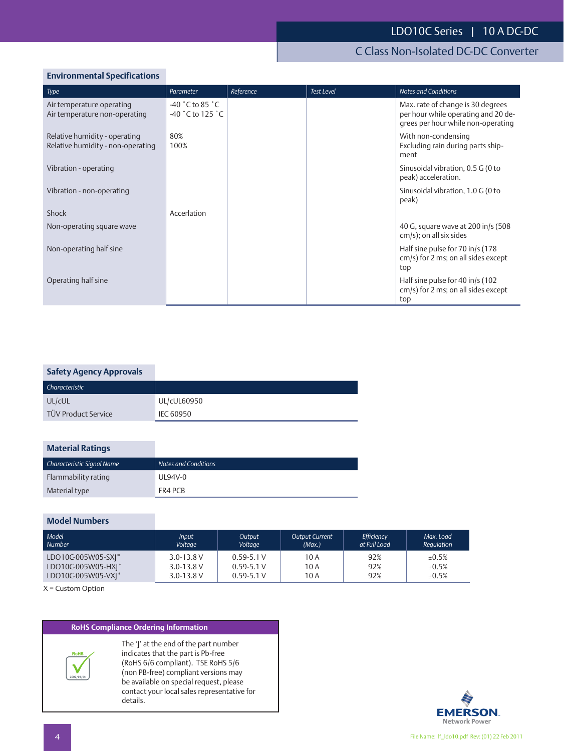## Environmental Specifications

| Type | Parameter | Reference | Test Level | Notes and Conditions |
|---|---|---|---|---|
| Air temperature operating<br>Air temperature non-operating | -40 ˚C to 85 ˚C<br>-40 ˚C to 125 ˚C | | | Max. rate of change is 30 degrees per hour while operating and 20 degrees per hour while non-operating |
| Relative humidity - operating<br>Relative humidity - non-operating | 80%<br>100% | | | With non-condensing<br>Excluding rain during parts shipment |
| Vibration - operating | | | | Sinusoidal vibration, 0.5 G (0 to peak) acceleration. |
| Vibration - non-operating | | | | Sinusoidal vibration, 1.0 G (0 to peak) |
| Shock | Accerlation | | | |
| Non-operating square wave | | | | 40 G, square wave at 200 in/s (508 cm/s); on all six sides |
| Non-operating half sine | | | | Half sine pulse for 70 in/s (178 cm/s) for 2 ms; on all sides except top |
| Operating half sine | | | | Half sine pulse for 40 in/s (102 cm/s) for 2 ms; on all sides except top |

## Safety Agency Approvals

| Characteristic | |
|---|---|
| UL/cUL | UL/cUL60950 |
| TÜV Product Service | IEC 60950 |

## Material Ratings

| Characteristic Signal Name | Notes and Conditions |
|---|---|
| Flammability rating | UL94V-0 |
| Material type | FR4 PCB |

## Model Numbers

| Model Number | Input Voltage | Output Voltage | Output Current (Max.) | Efficiency at Full Load | Max. Load Regulation |
|---|---|---|---|---|---|
| LDO10C-005W05-SXJ* | 3.0-13.8 V | 0.59-5.1 V | 10 A | 92% | ±0.5% |
| LDO10C-005W05-HXJ* | 3.0-13.8 V | 0.59-5.1 V | 10 A | 92% | ±0.5% |
| LDO10C-005W05-VXJ* | 3.0-13.8 V | 0.59-5.1 V | 10 A | 92% | ±0.5% |

X = Custom Option

### RoHS Compliance Ordering Information

The 'J' at the end of the part number indicates that the part is Pb-free (RoHS 6/6 compliant). TSE RoHS 5/6 (non PB-free) compliant versions may be available on special request, please contact your local sales representative for details.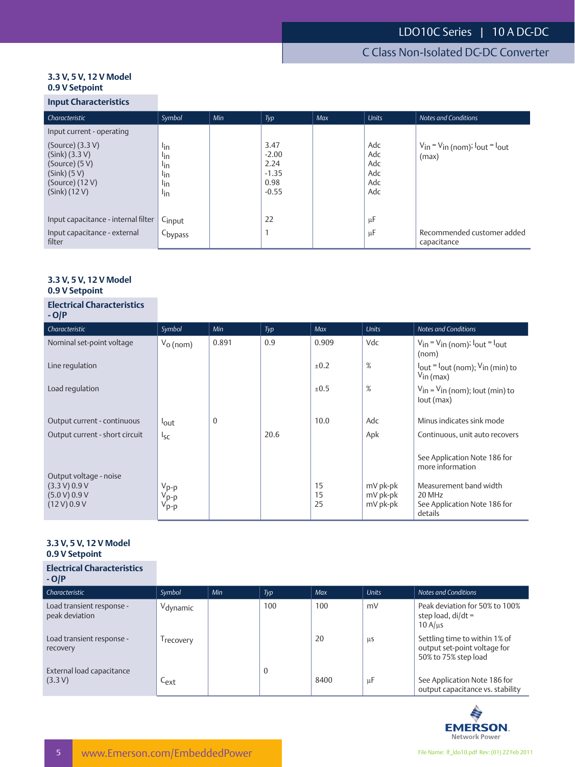### 3.3 V, 5 V, 12 V Model
### 0.9 V Setpoint

#### Input Characteristics

| Characteristic | Symbol | Min | Typ | Max | Units | Notes and Conditions |
|---|---|---|---|---|---|---|
| Input current - operating | | | | | | |
| (Source) (3.3 V)<br>(Sink) (3.3 V)<br>(Source) (5 V)<br>(Sink) (5 V)<br>(Source) (12 V)<br>(Sink) (12 V) | $I_{in}$<br>$I_{in}$<br>$I_{in}$<br>$I_{in}$<br>$I_{in}$<br>$I_{in}$ | | 3.47<br>-2.00<br>2.24<br>-1.35<br>0.98<br>-0.55 | | Adc<br>Adc<br>Adc<br>Adc<br>Adc<br>Adc | $V_{in} = V_{in}$ (nom); $I_{out} = I_{out}$ (max) |
| Input capacitance - internal filter | $C_{input}$ | | 22 | | µF | |
| Input capacitance - external filter | $C_{bypass}$ | | 1 | | µF | Recommended customer added capacitance |

### 3.3 V, 5 V, 12 V Model
### 0.9 V Setpoint

#### Electrical Characteristics - O/P

| Characteristic | Symbol | Min | Typ | Max | Units | Notes and Conditions |
|---|---|---|---|---|---|---|
| Nominal set-point voltage | $V_o$ (nom) | 0.891 | 0.9 | 0.909 | Vdc | $V_{in} = V_{in}$ (nom); $I_{out} = I_{out}$ (nom) |
| Line regulation | | | | ±0.2 | % | $I_{out} = I_{out}$ (nom); $V_{in}$ (min) to $V_{in}$ (max) |
| Load regulation | | | | ±0.5 | % | $V_{in} = V_{in}$ (nom); Iout (min) to Iout (max) |
| Output current - continuous | $I_{out}$ | 0 | | 10.0 | Adc | Minus indicates sink mode |
| Output current - short circuit | $I_{sc}$ | | 20.6 | | Apk | Continuous, unit auto recovers<br><br>See Application Note 186 for more information |
| Output voltage - noise<br>(3.3 V) 0.9 V<br>(5.0 V) 0.9 V<br>(12 V) 0.9 V | $V_{p-p}$<br>$V_{p-p}$<br>$V_{p-p}$ | | | 15<br>15<br>25 | mV pk-pk<br>mV pk-pk<br>mV pk-pk | Measurement band width 20 MHz<br>See Application Note 186 for details |

### 3.3 V, 5 V, 12 V Model
### 0.9 V Setpoint

#### Electrical Characteristics - O/P

| Characteristic | Symbol | Min | Typ | Max | Units | Notes and Conditions |
|---|---|---|---|---|---|---|
| Load transient response - peak deviation | $V_{dynamic}$ | | 100 | 100 | mV | Peak deviation for 50% to 100% step load, di/dt = 10 A/µs |
| Load transient response - recovery | $T_{recovery}$ | | | 20 | µs | Settling time to within 1% of output set-point voltage for 50% to 75% step load |
| External load capacitance (3.3 V) | $C_{ext}$ | | 0 | 8400 | µF | See Application Note 186 for output capacitance vs. stability |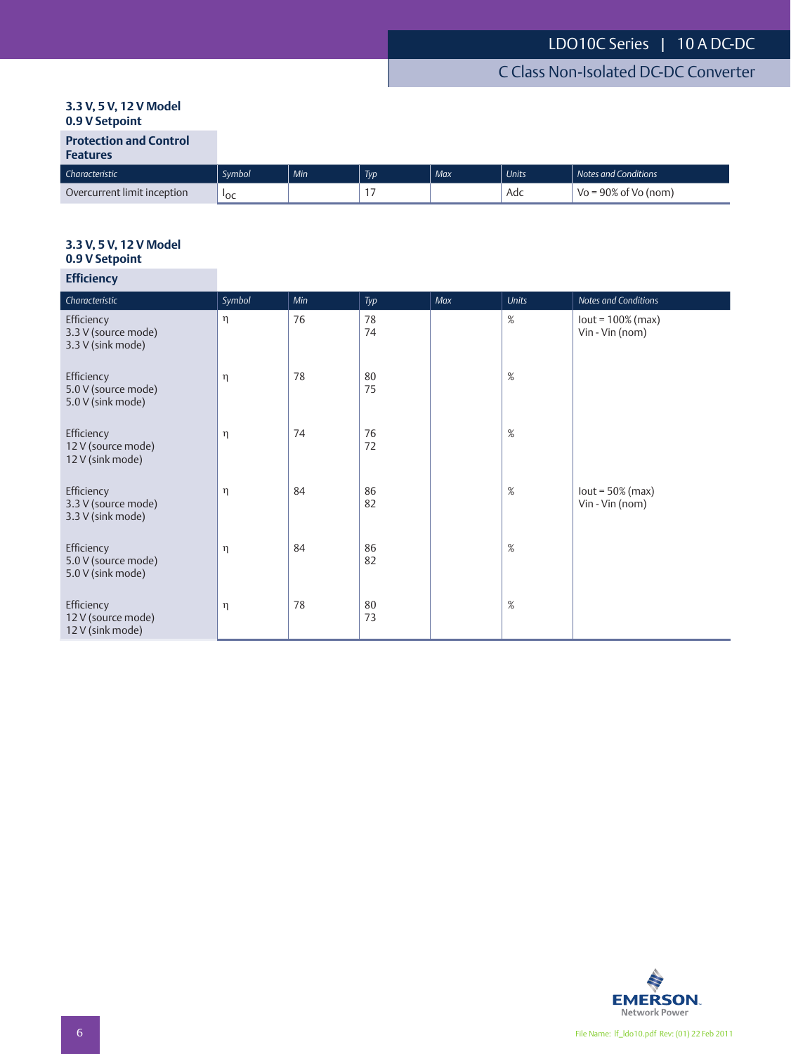### 3.3 V, 5 V, 12 V Model
### 0.9 V Setpoint

#### Protection and Control Features

| Characteristic | Symbol | Min | Typ | Max | Units | Notes and Conditions |
|---|---|---|---|---|---|---|
| Overcurrent limit inception | $I_{OC}$ | | 17 | | Adc | Vo = 90% of Vo (nom) |

### 3.3 V, 5 V, 12 V Model
### 0.9 V Setpoint

#### Efficiency

| Characteristic | Symbol | Min | Typ | Max | Units | Notes and Conditions |
|---|---|---|---|---|---|---|
| Efficiency<br>3.3 V (source mode)<br>3.3 V (sink mode) | $\eta$ | 76 | 78<br>74 | | % | Iout = 100% (max)<br>Vin - Vin (nom) |
| Efficiency<br>5.0 V (source mode)<br>5.0 V (sink mode) | $\eta$ | 78 | 80<br>75 | | % | |
| Efficiency<br>12 V (source mode)<br>12 V (sink mode) | $\eta$ | 74 | 76<br>72 | | % | |
| Efficiency<br>3.3 V (source mode)<br>3.3 V (sink mode) | $\eta$ | 84 | 86<br>82 | | % | Iout = 50% (max)<br>Vin - Vin (nom) |
| Efficiency<br>5.0 V (source mode)<br>5.0 V (sink mode) | $\eta$ | 84 | 86<br>82 | | % | |
| Efficiency<br>12 V (source mode)<br>12 V (sink mode) | $\eta$ | 78 | 80<br>73 | | % | |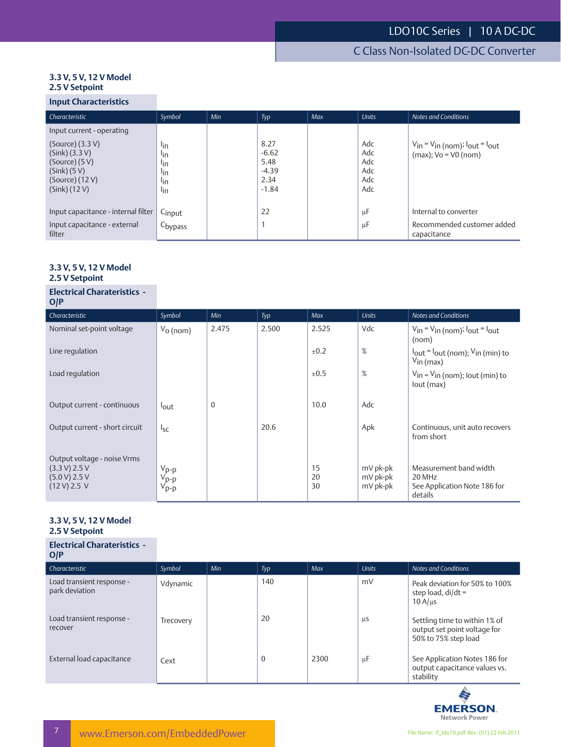### 3.3 V, 5 V, 12 V Model
### 2.5 V Setpoint

**Input Characteristics**

| Characteristic | Symbol | Min | Typ | Max | Units | Notes and Conditions |
|---|---|---|---|---|---|---|
| Input current - operating | | | | | | |
| (Source) (3.3 V)<br>(Sink) (3.3 V)<br>(Source) (5 V)<br>(Sink) (5 V)<br>(Source) (12 V)<br>(Sink) (12 V) | $I_{in}$<br>$I_{in}$<br>$I_{in}$<br>$I_{in}$<br>$I_{in}$<br>$I_{in}$ | | 8.27<br>-6.62<br>5.48<br>-4.39<br>2.34<br>-1.84 | | Adc<br>Adc<br>Adc<br>Adc<br>Adc<br>Adc | $V_{in} = V_{in}$ (nom); $I_{out} = I_{out}$ (max); Vo = V0 (nom) |
| Input capacitance - internal filter | $C_{input}$ | | 22 | | µF | Internal to converter |
| Input capacitance - external filter | $C_{bypass}$ | | 1 | | µF | Recommended customer added capacitance |

### 3.3 V, 5 V, 12 V Model
### 2.5 V Setpoint

**Electrical Charateristics - O/P**

| Characteristic | Symbol | Min | Typ | Max | Units | Notes and Conditions |
|---|---|---|---|---|---|---|
| Nominal set-point voltage | $V_o$ (nom) | 2.475 | 2.500 | 2.525 | Vdc | $V_{in} = V_{in}$ (nom); $I_{out} = I_{out}$ (nom) |
| Line regulation | | | | ±0.2 | % | $I_{out} = I_{out}$ (nom); $V_{in}$ (min) to $V_{in}$ (max) |
| Load regulation | | | | ±0.5 | % | $V_{in} = V_{in}$ (nom); Iout (min) to Iout (max) |
| Output current - continuous | $I_{out}$ | 0 | | 10.0 | Adc | |
| Output current - short circuit | $I_{sc}$ | | 20.6 | | Apk | Continuous, unit auto recovers from short |
| Output voltage - noise Vrms<br>(3.3 V) 2.5 V<br>(5.0 V) 2.5 V<br>(12 V) 2.5 V | <br>$V_{p-p}$<br>$V_{p-p}$<br>$V_{p-p}$ | | | <br>15<br>20<br>30 | <br>mV pk-pk<br>mV pk-pk<br>mV pk-pk | Measurement band width 20 MHz<br>See Application Note 186 for details |

### 3.3 V, 5 V, 12 V Model
### 2.5 V Setpoint

**Electrical Charateristics - O/P**

| Characteristic | Symbol | Min | Typ | Max | Units | Notes and Conditions |
|---|---|---|---|---|---|---|
| Load transient response - park deviation | Vdynamic | | 140 | | mV | Peak deviation for 50% to 100% step load, di/dt = 10 A/µs |
| Load transient response - recover | Trecovery | | 20 | | µs | Settling time to within 1% of output set point voltage for 50% to 75% step load |
| External load capacitance | Cext | | 0 | 2300 | µF | See Application Notes 186 for output capacitance values vs. stability |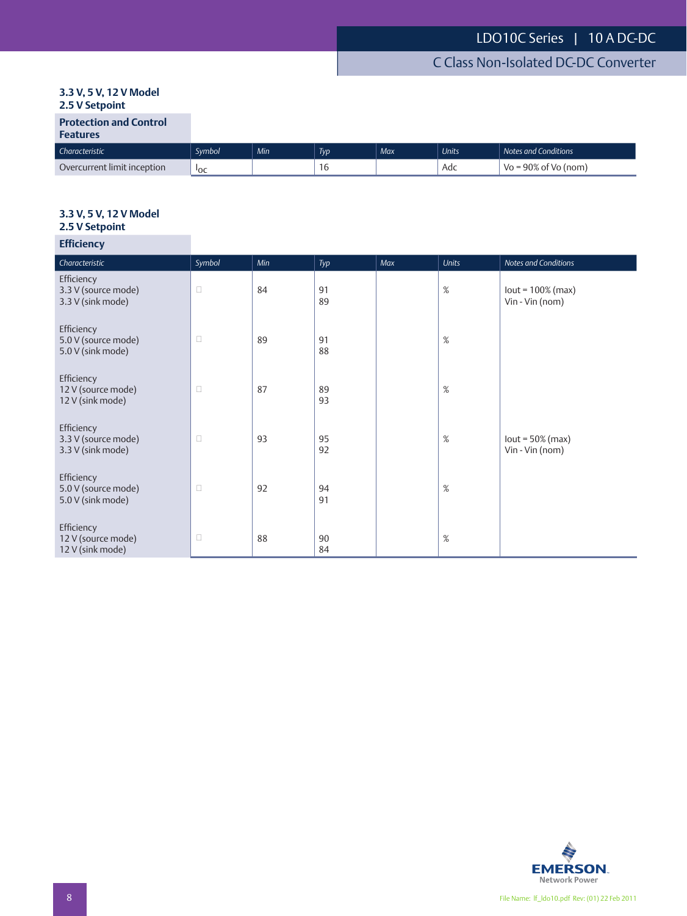### 3.3 V, 5 V, 12 V Model
### 2.5 V Setpoint

**Protection and Control Features**

| Characteristic | Symbol | Min | Typ | Max | Units | Notes and Conditions |
|---|---|---|---|---|---|---|
| Overcurrent limit inception | $I_{OC}$ | | 16 | | Adc | Vo = 90% of Vo (nom) |

### 3.3 V, 5 V, 12 V Model
### 2.5 V Setpoint

**Efficiency**

| Characteristic | Symbol | Min | Typ | Max | Units | Notes and Conditions |
|---|---|---|---|---|---|---|
| Efficiency<br>3.3 V (source mode)<br>3.3 V (sink mode) | □ | 84 | 91<br>89 | | % | Iout = 100% (max)<br>Vin - Vin (nom) |
| Efficiency<br>5.0 V (source mode)<br>5.0 V (sink mode) | □ | 89 | 91<br>88 | | % | |
| Efficiency<br>12 V (source mode)<br>12 V (sink mode) | □ | 87 | 89<br>93 | | % | |
| Efficiency<br>3.3 V (source mode)<br>3.3 V (sink mode) | □ | 93 | 95<br>92 | | % | Iout = 50% (max)<br>Vin - Vin (nom) |
| Efficiency<br>5.0 V (source mode)<br>5.0 V (sink mode) | □ | 92 | 94<br>91 | | % | |
| Efficiency<br>12 V (source mode)<br>12 V (sink mode) | □ | 88 | 90<br>84 | | % | |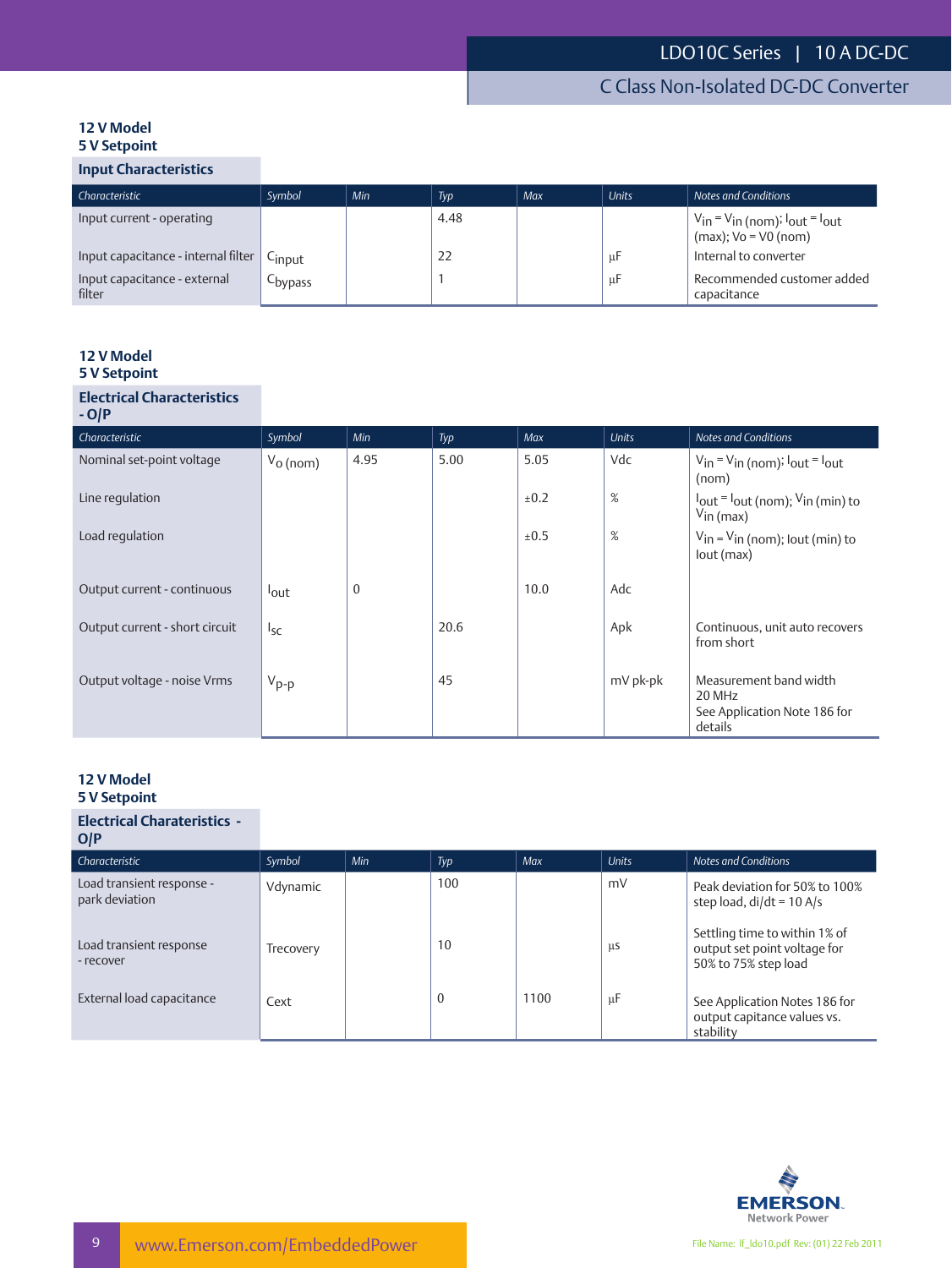### 12 V Model
### 5 V Setpoint

#### Input Characteristics

| Characteristic | Symbol | Min | Typ | Max | Units | Notes and Conditions |
|---|---|---|---|---|---|---|
| Input current - operating | | | 4.48 | | | $V_{in} = V_{in}$ (nom); $I_{out} = I_{out}$ (max); Vo = V0 (nom) |
| Input capacitance - internal filter | $C_{input}$ | | 22 | | µF | Internal to converter |
| Input capacitance - external filter | $C_{bypass}$ | | 1 | | µF | Recommended customer added capacitance |

### 12 V Model
### 5 V Setpoint

#### Electrical Characteristics - O/P

| Characteristic | Symbol | Min | Typ | Max | Units | Notes and Conditions |
|---|---|---|---|---|---|---|
| Nominal set-point voltage | $V_o$ (nom) | 4.95 | 5.00 | 5.05 | Vdc | $V_{in} = V_{in}$ (nom); $I_{out} = I_{out}$ (nom) |
| Line regulation | | | | ±0.2 | % | $I_{out} = I_{out}$ (nom); $V_{in}$ (min) to $V_{in}$ (max) |
| Load regulation | | | | ±0.5 | % | $V_{in} = V_{in}$ (nom); Iout (min) to Iout (max) |
| Output current - continuous | $I_{out}$ | 0 | | 10.0 | Adc | |
| Output current - short circuit | $I_{sc}$ | | 20.6 | | Apk | Continuous, unit auto recovers from short |
| Output voltage - noise Vrms | $V_{p\text{-}p}$ | | 45 | | mV pk-pk | Measurement band width 20 MHz<br>See Application Note 186 for details |

### 12 V Model
### 5 V Setpoint

#### Electrical Charateristics - O/P

| Characteristic | Symbol | Min | Typ | Max | Units | Notes and Conditions |
|---|---|---|---|---|---|---|
| Load transient response - park deviation | Vdynamic | | 100 | | mV | Peak deviation for 50% to 100% step load, di/dt = 10 A/s |
| Load transient response - recover | Trecovery | | 10 | | µs | Settling time to within 1% of output set point voltage for 50% to 75% step load |
| External load capacitance | Cext | | 0 | 1100 | µF | See Application Notes 186 for output capitance values vs. stability |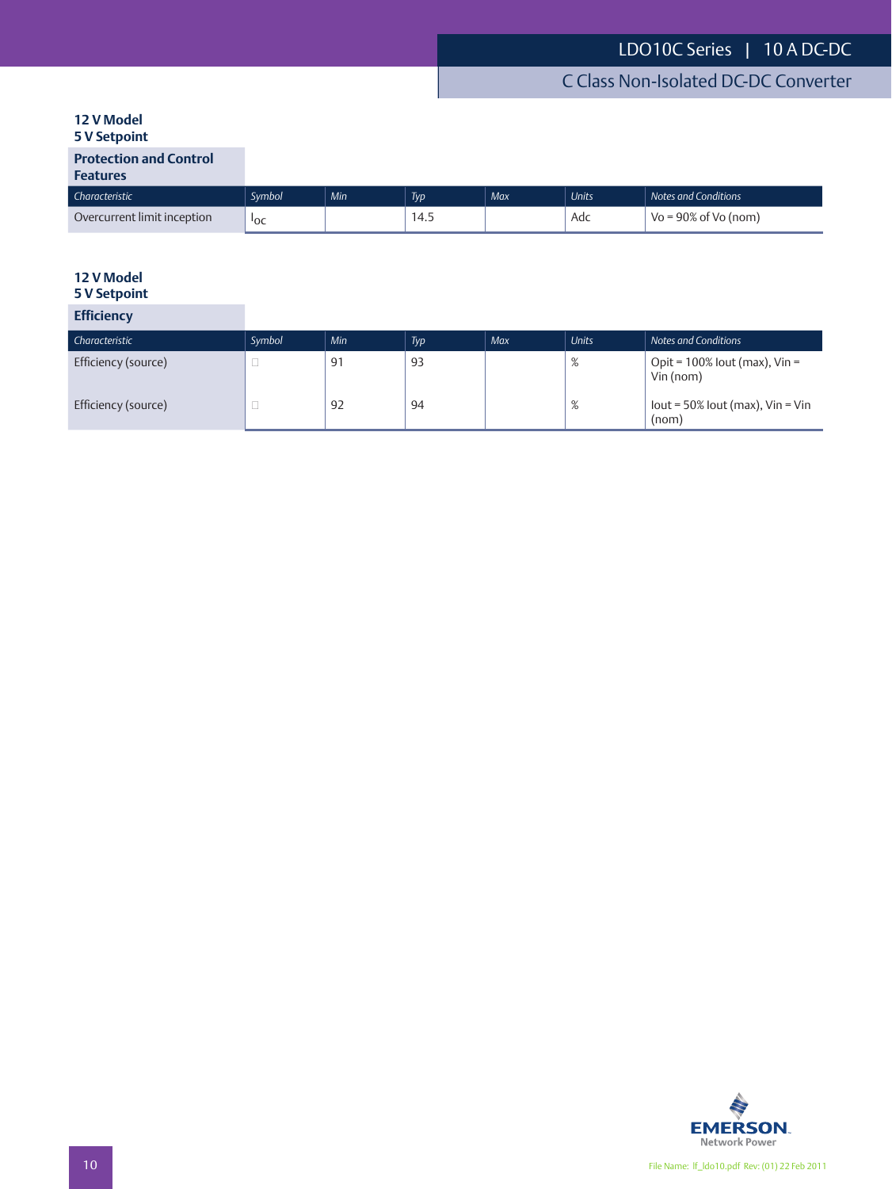**12 V Model**
**5 V Setpoint**

### Protection and Control Features

| Characteristic | Symbol | Min | Typ | Max | Units | Notes and Conditions |
|---|---|---|---|---|---|---|
| Overcurrent limit inception | $I_{OC}$ | | 14.5 | | Adc | Vo = 90% of Vo (nom) |

**12 V Model**
**5 V Setpoint**

### Efficiency

| Characteristic | Symbol | Min | Typ | Max | Units | Notes and Conditions |
|---|---|---|---|---|---|---|
| Efficiency (source) | | 91 | 93 | | % | Opit = 100% Iout (max), Vin = Vin (nom) |
| Efficiency (source) | | 92 | 94 | | % | Iout = 50% Iout (max), Vin = Vin (nom) |

File Name: lf_ldo10.pdf Rev: (01) 22 Feb 2011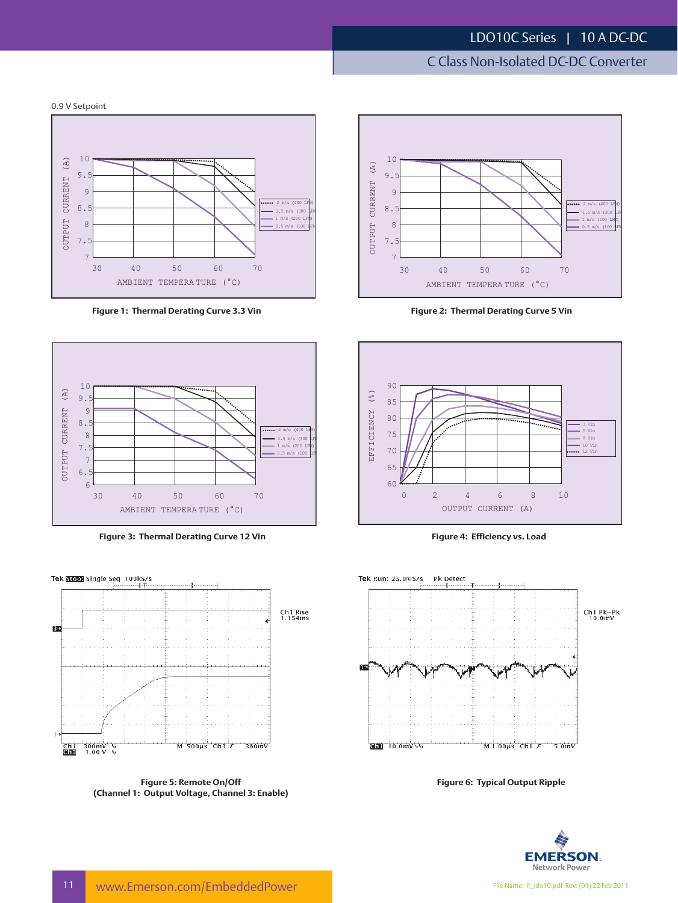0.9 V Setpoint

**Figure 1: Thermal Derating Curve 3.3 Vin**

**Figure 2: Thermal Derating Curve 5 Vin**

**Figure 3: Thermal Derating Curve 12 Vin**

**Figure 4: Efficiency vs. Load**

**Figure 5: Remote On/Off**
**(Channel 1: Output Voltage, Channel 3: Enable)**

**Figure 6: Typical Output Ripple**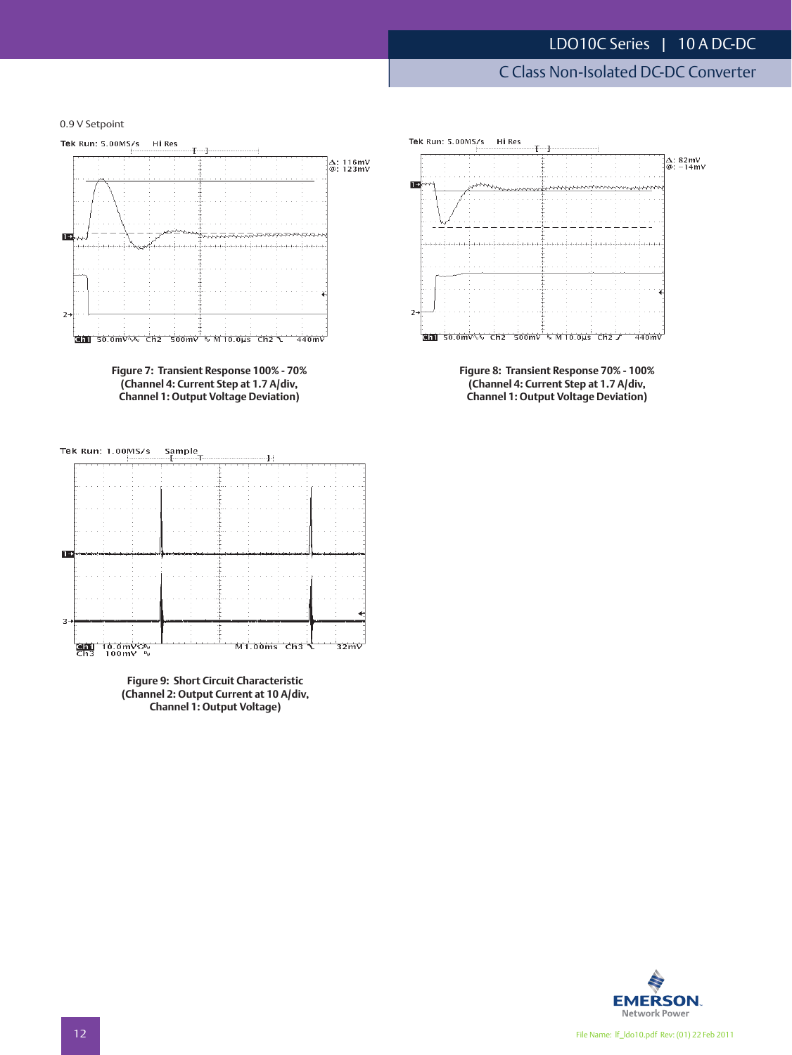0.9 V Setpoint

Figure 7: Transient Response 100% - 70%
(Channel 4: Current Step at 1.7 A/div,
Channel 1: Output Voltage Deviation)

Figure 8: Transient Response 70% - 100%
(Channel 4: Current Step at 1.7 A/div,
Channel 1: Output Voltage Deviation)

Figure 9: Short Circuit Characteristic
(Channel 2: Output Current at 10 A/div,
Channel 1: Output Voltage)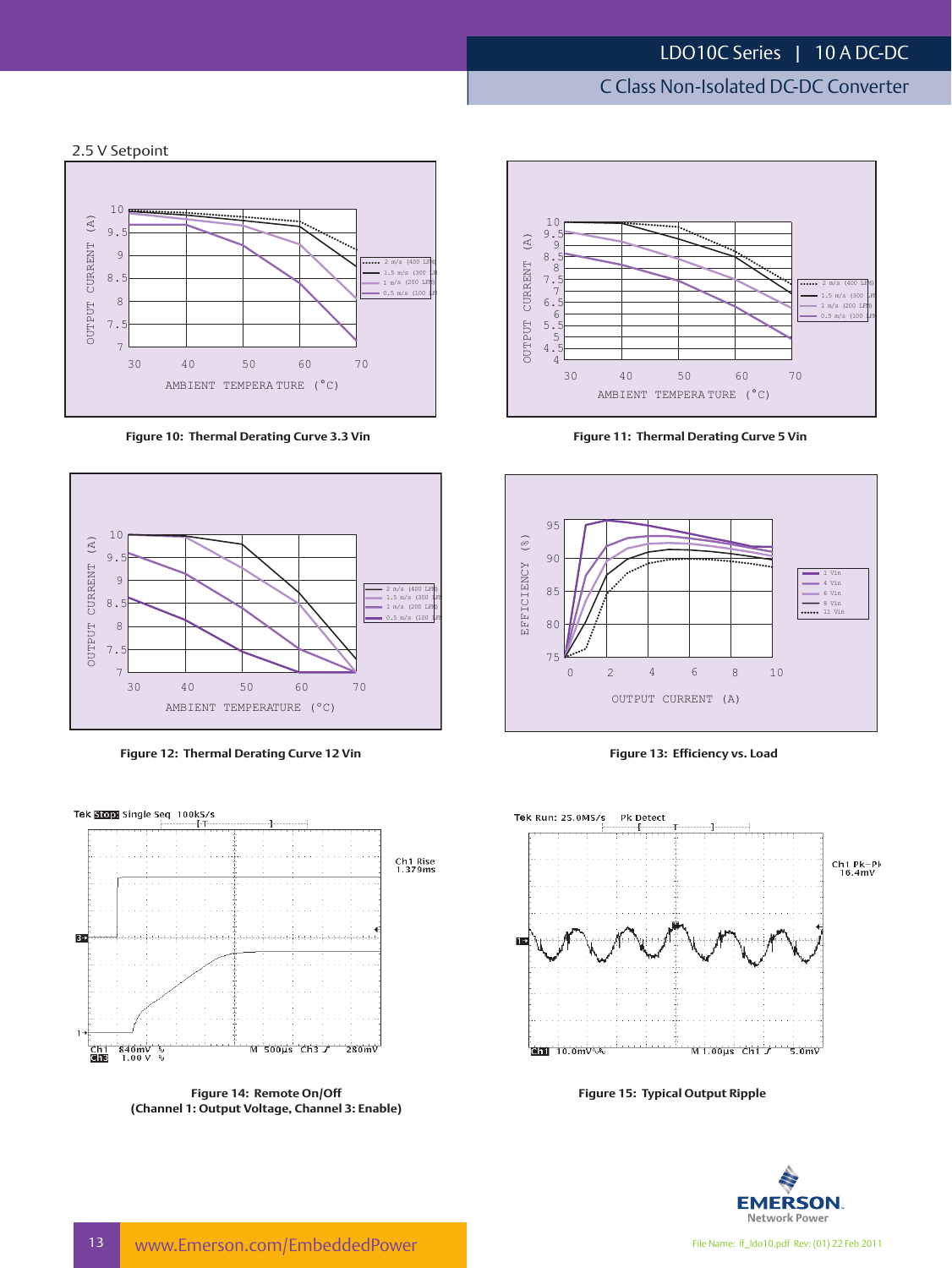2.5 V Setpoint

Figure 10: Thermal Derating Curve 3.3 Vin

Figure 11: Thermal Derating Curve 5 Vin

Figure 12: Thermal Derating Curve 12 Vin

Figure 13: Efficiency vs. Load

Figure 14: Remote On/Off
(Channel 1: Output Voltage, Channel 3: Enable)

Figure 15: Typical Output Ripple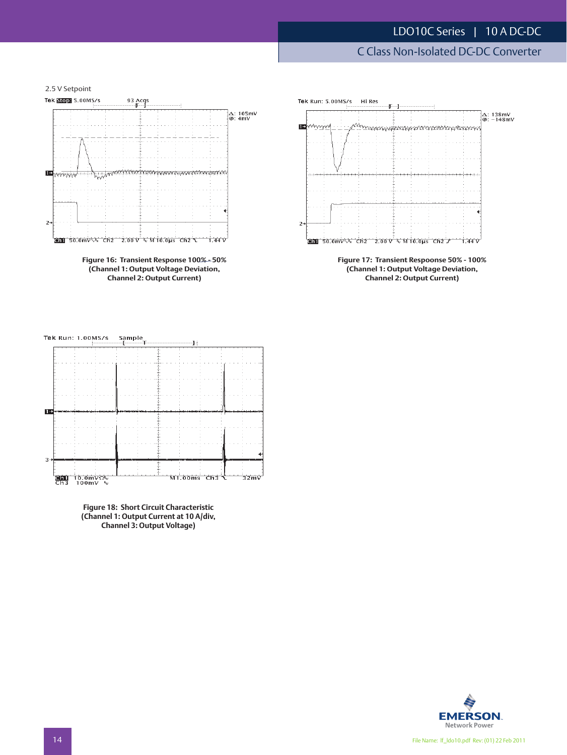2.5 V Setpoint

**Figure 16: Transient Response 100% - 50%**
**(Channel 1: Output Voltage Deviation,**
**Channel 2: Output Current)**

**Figure 17: Transient Respoonse 50% - 100%**
**(Channel 1: Output Voltage Deviation,**
**Channel 2: Output Current)**

**Figure 18: Short Circuit Characteristic**
**(Channel 1: Output Current at 10 A/div,**
**Channel 3: Output Voltage)**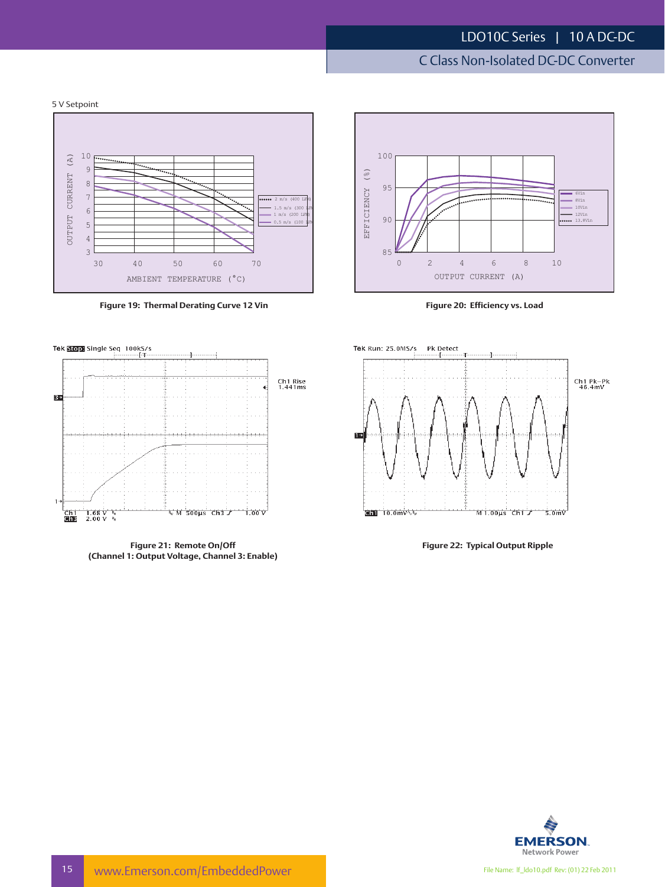5 V Setpoint

Figure 19: Thermal Derating Curve 12 Vin

Figure 20: Efficiency vs. Load

Figure 21: Remote On/Off
(Channel 1: Output Voltage, Channel 3: Enable)

Figure 22: Typical Output Ripple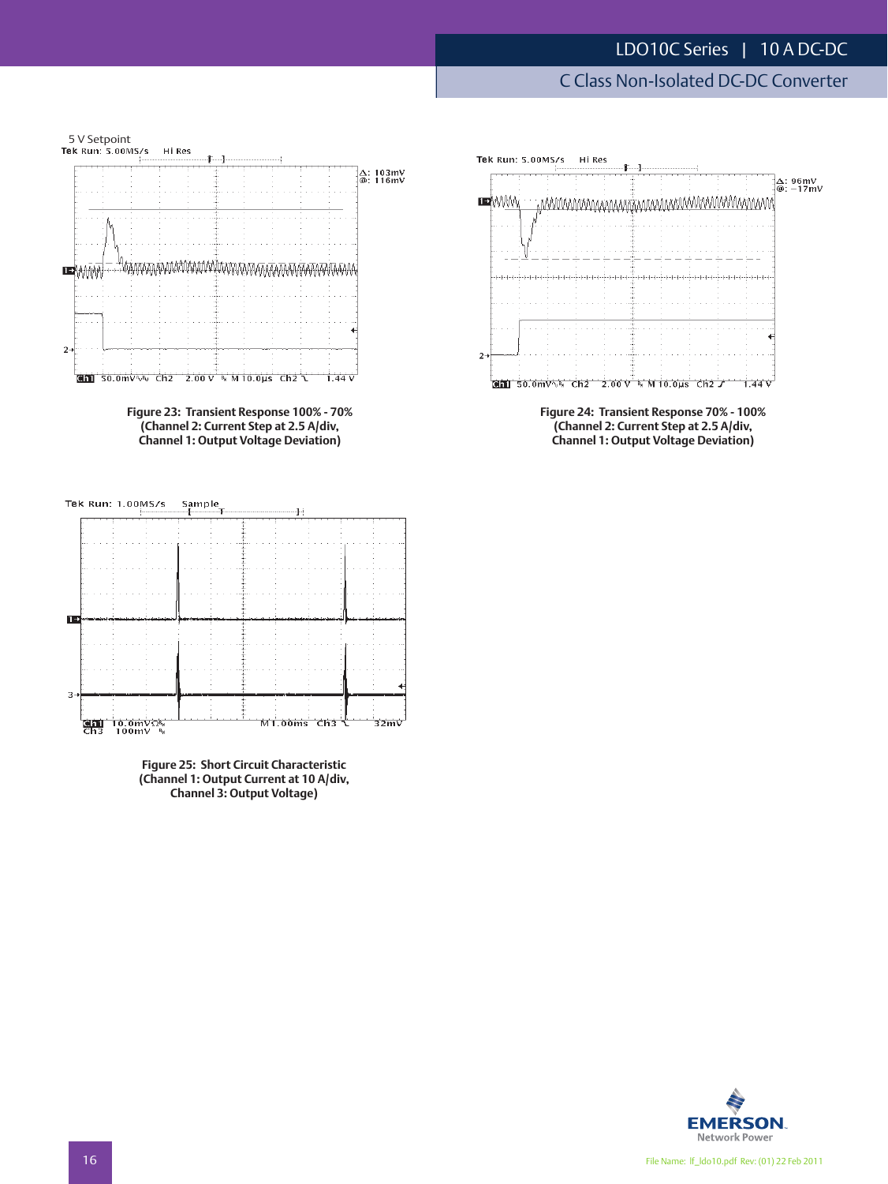5 V Setpoint

Figure 23: Transient Response 100% - 70%
(Channel 2: Current Step at 2.5 A/div,
Channel 1: Output Voltage Deviation)

Figure 24: Transient Response 70% - 100%
(Channel 2: Current Step at 2.5 A/div,
Channel 1: Output Voltage Deviation)

Figure 25: Short Circuit Characteristic
(Channel 1: Output Current at 10 A/div,
Channel 3: Output Voltage)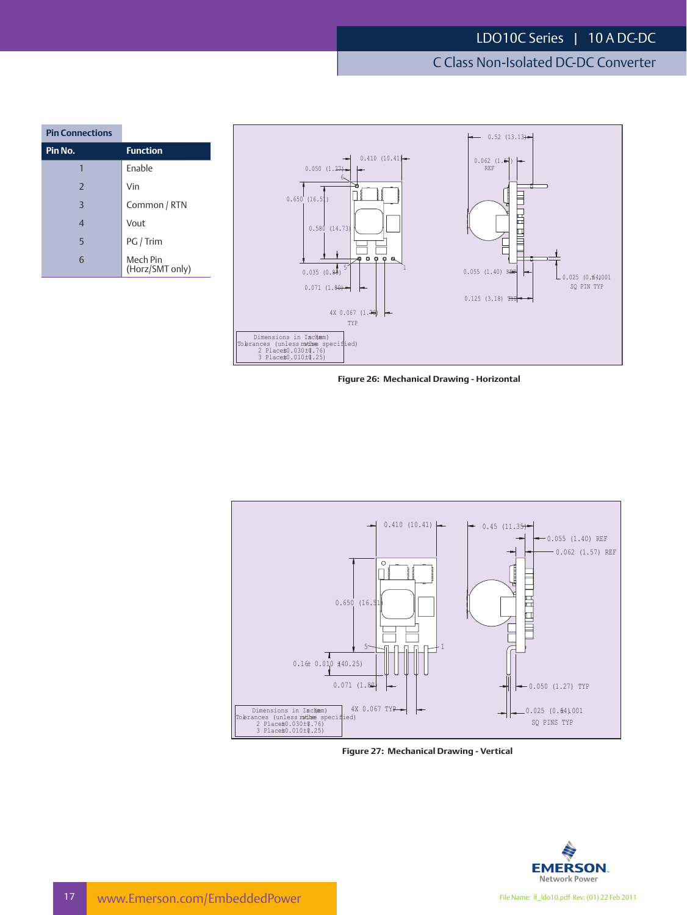## Pin Connections

| Pin No. | Function |
|---|---|
| 1 | Enable |
| 2 | Vin |
| 3 | Common / RTN |
| 4 | Vout |
| 5 | PG / Trim |
| 6 | Mech Pin (Horz/SMT only) |

Dimensions in Inches (mm)
Tolerances (unless otherwise specified)
2 Places ±0.030 (±0.76)
3 Places ±0.010 (±0.25)

**Figure 26: Mechanical Drawing - Horizontal**

Dimensions in Inches (mm)
Tolerances (unless otherwise specified)
2 Places ±0.030 (±0.76)
3 Places ±0.010 (±0.25)

**Figure 27: Mechanical Drawing - Vertical**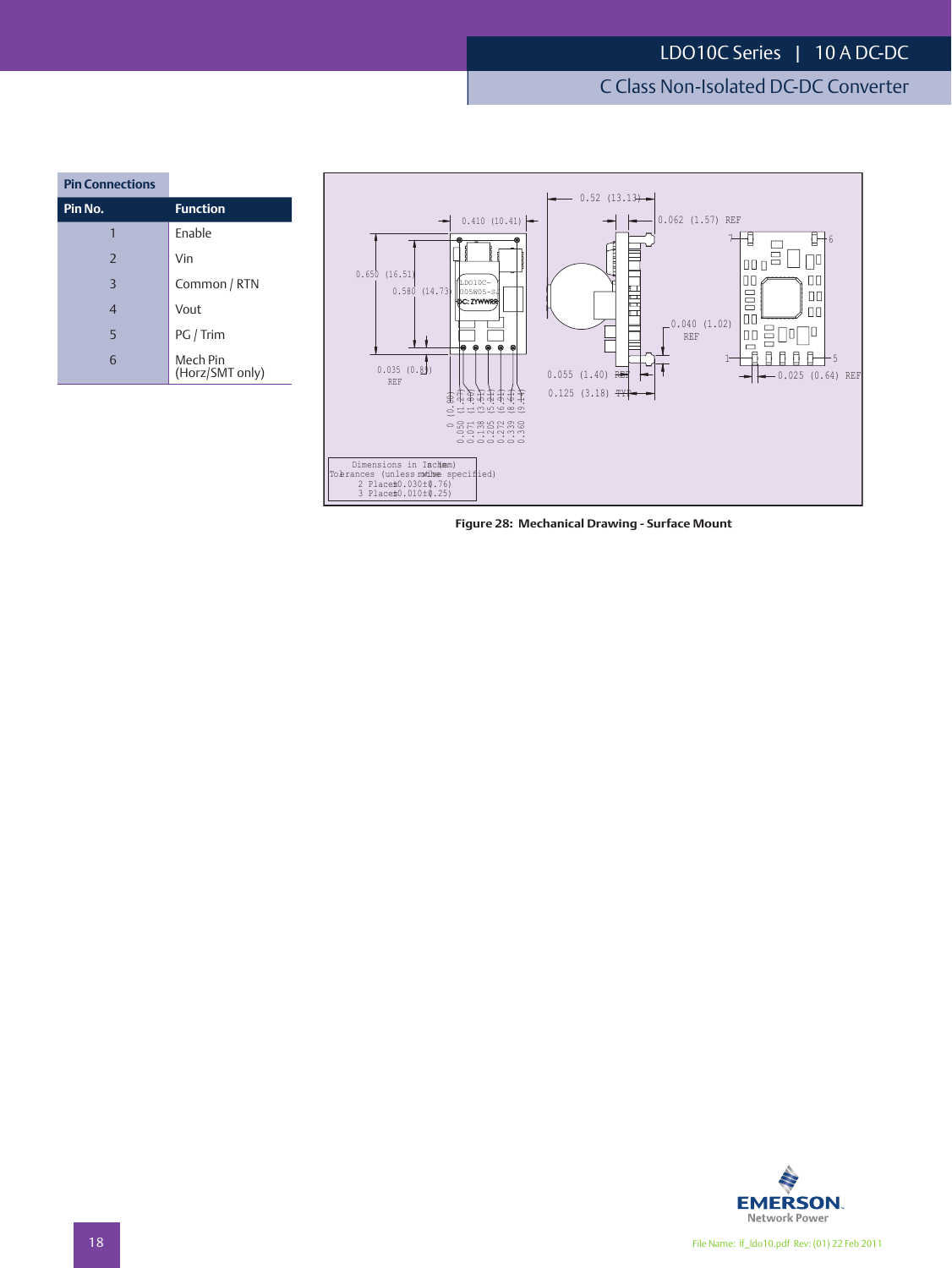## Pin Connections

| Pin No. | Function |
|---|---|
| 1 | Enable |
| 2 | Vin |
| 3 | Common / RTN |
| 4 | Vout |
| 5 | PG / Trim |
| 6 | Mech Pin (Horz/SMT only) |

Figure 28: Mechanical Drawing - Surface Mount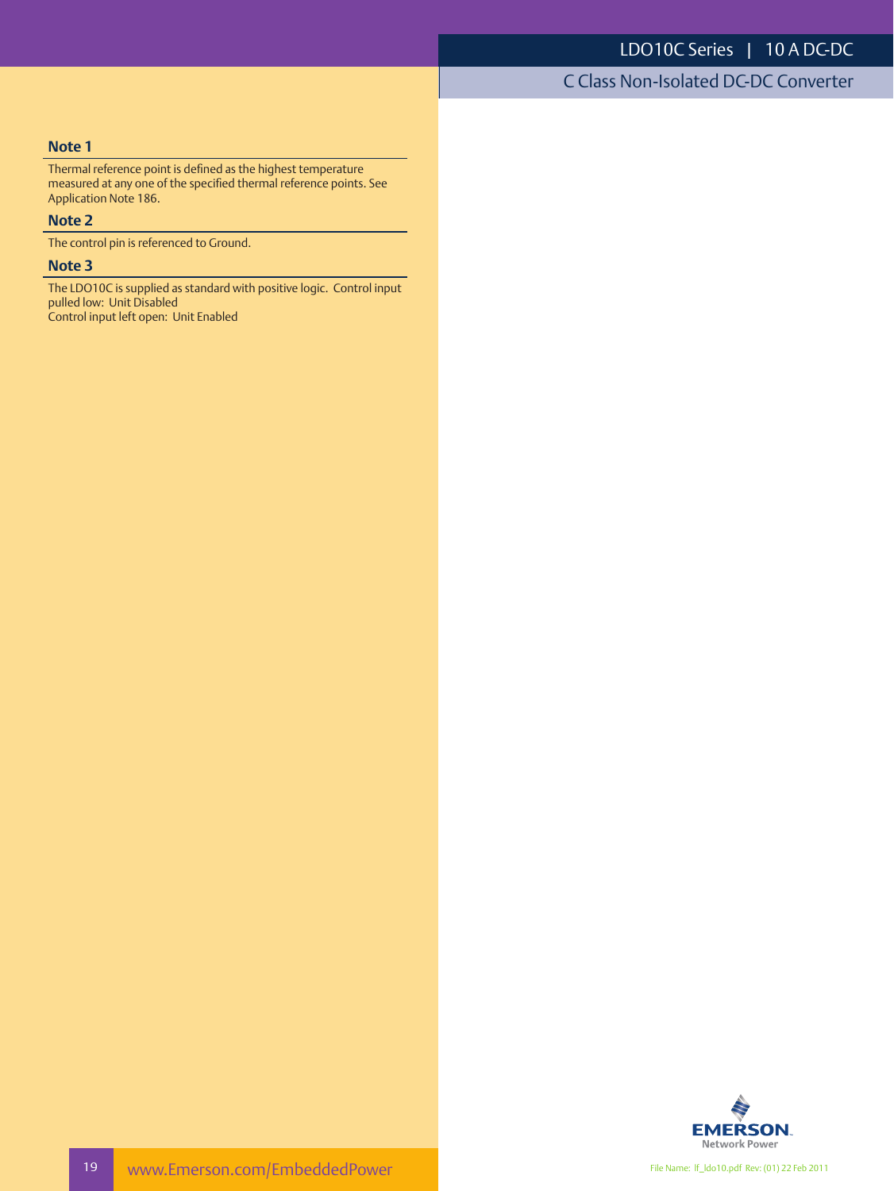### Note 1

Thermal reference point is defined as the highest temperature measured at any one of the specified thermal reference points. See Application Note 186.

### Note 2

The control pin is referenced to Ground.

### Note 3

The LDO10C is supplied as standard with positive logic. Control input pulled low: Unit Disabled
Control input left open: Unit Enabled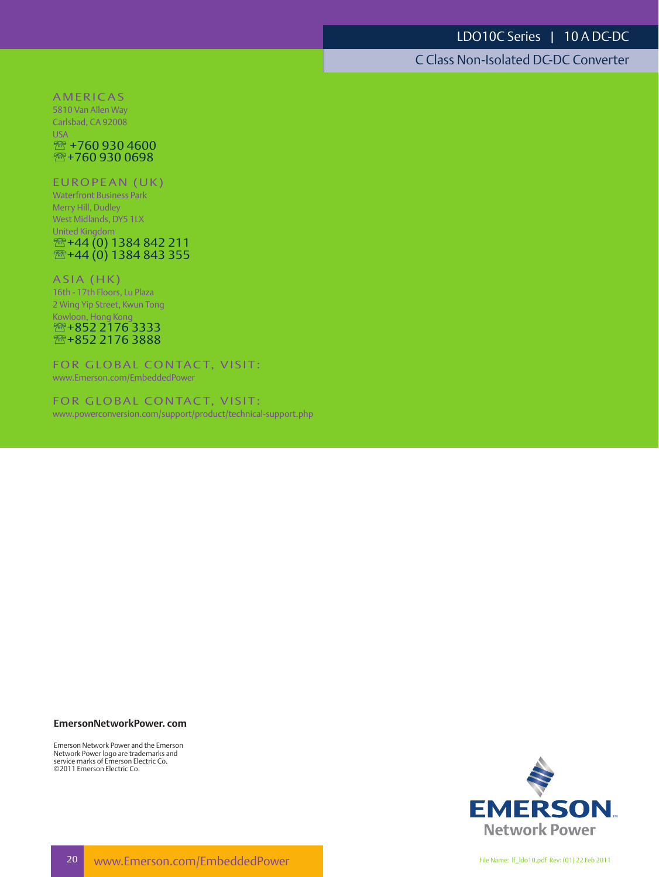## AMERICAS

5810 Van Allen Way
Carlsbad, CA 92008
USA
☏ +760 930 4600
☏ +760 930 0698

## EUROPEAN (UK)

Waterfront Business Park
Merry Hill, Dudley
West Midlands, DY5 1LX
United Kingdom
☏ +44 (0) 1384 842 211
☏ +44 (0) 1384 843 355

## ASIA (HK)

16th - 17th Floors, Lu Plaza
2 Wing Yip Street, Kwun Tong
Kowloon, Hong Kong
☏ +852 2176 3333
☏ +852 2176 3888

## FOR GLOBAL CONTACT, VISIT:

www.Emerson.com/EmbeddedPower

## FOR GLOBAL CONTACT, VISIT:

www.powerconversion.com/support/product/technical-support.php

**EmersonNetworkPower. com**

Emerson Network Power and the Emerson Network Power logo are trademarks and service marks of Emerson Electric Co.
©2011 Emerson Electric Co.

EMERSON Network Power

File Name: lf_ldo10.pdf Rev: (01) 22 Feb 2011